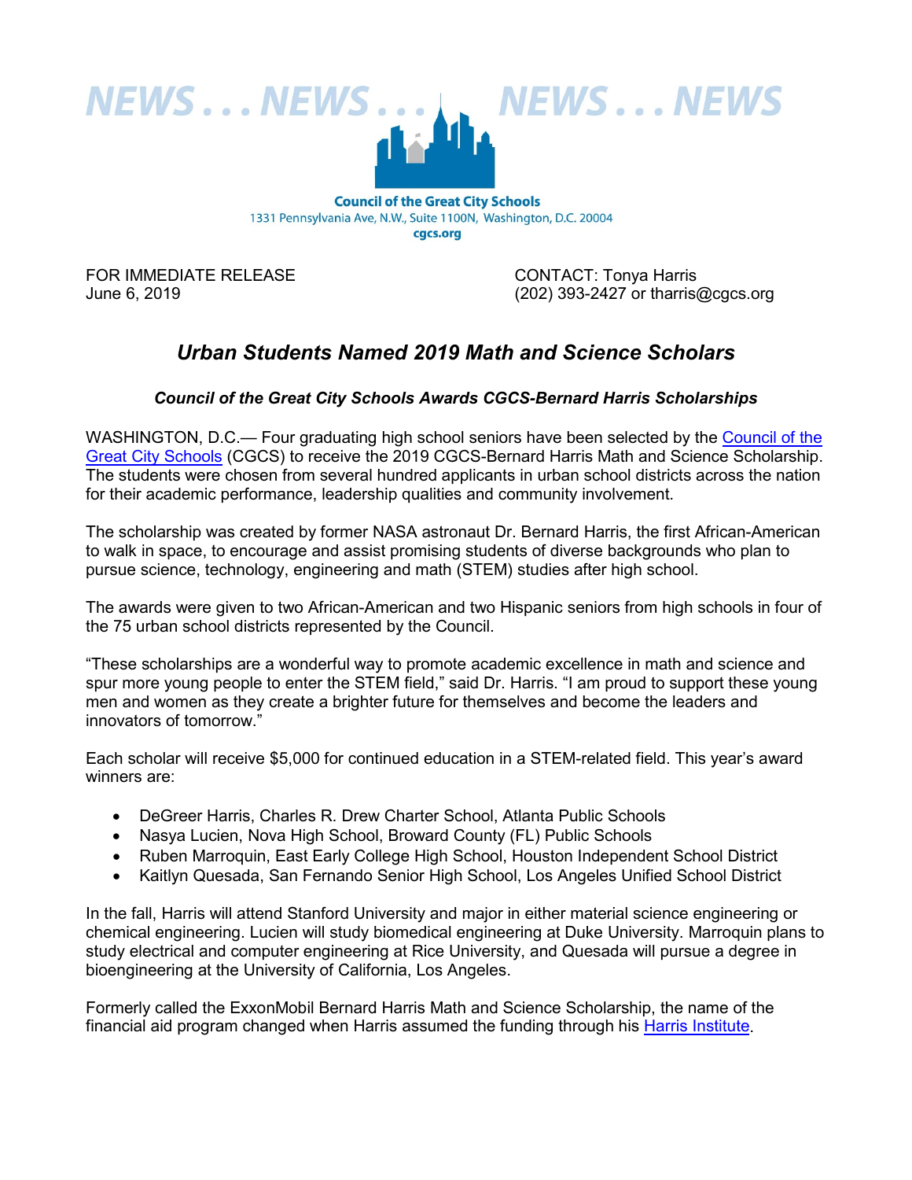NEWS . . . NEWS . . . NEWS . . . NEWS

**Council of the Great City Schools**
1331 Pennsylvania Ave, N.W., Suite 1100N, Washington, D.C. 20004
cgcs.org

FOR IMMEDIATE RELEASE
June 6, 2019

CONTACT: Tonya Harris
(202) 393-2427 or tharris@cgcs.org

## *Urban Students Named 2019 Math and Science Scholars*

### *Council of the Great City Schools Awards CGCS-Bernard Harris Scholarships*

WASHINGTON, D.C.— Four graduating high school seniors have been selected by the Council of the Great City Schools (CGCS) to receive the 2019 CGCS-Bernard Harris Math and Science Scholarship. The students were chosen from several hundred applicants in urban school districts across the nation for their academic performance, leadership qualities and community involvement.

The scholarship was created by former NASA astronaut Dr. Bernard Harris, the first African-American to walk in space, to encourage and assist promising students of diverse backgrounds who plan to pursue science, technology, engineering and math (STEM) studies after high school.

The awards were given to two African-American and two Hispanic seniors from high schools in four of the 75 urban school districts represented by the Council.

"These scholarships are a wonderful way to promote academic excellence in math and science and spur more young people to enter the STEM field," said Dr. Harris. "I am proud to support these young men and women as they create a brighter future for themselves and become the leaders and innovators of tomorrow."

Each scholar will receive $5,000 for continued education in a STEM-related field. This year's award winners are:

- DeGreer Harris, Charles R. Drew Charter School, Atlanta Public Schools
- Nasya Lucien, Nova High School, Broward County (FL) Public Schools
- Ruben Marroquin, East Early College High School, Houston Independent School District
- Kaitlyn Quesada, San Fernando Senior High School, Los Angeles Unified School District

In the fall, Harris will attend Stanford University and major in either material science engineering or chemical engineering. Lucien will study biomedical engineering at Duke University. Marroquin plans to study electrical and computer engineering at Rice University, and Quesada will pursue a degree in bioengineering at the University of California, Los Angeles.

Formerly called the ExxonMobil Bernard Harris Math and Science Scholarship, the name of the financial aid program changed when Harris assumed the funding through his Harris Institute.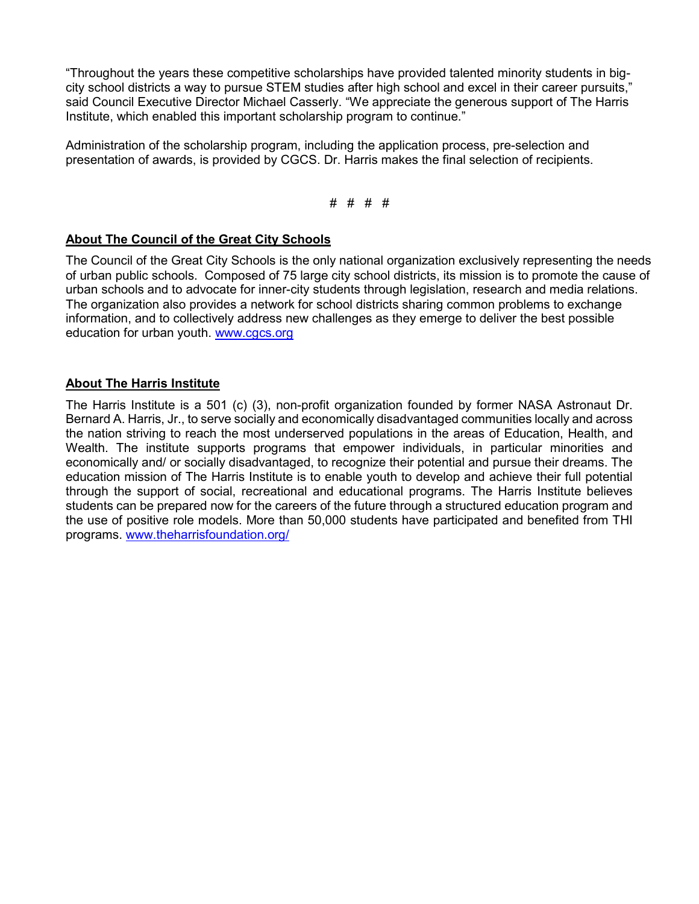"Throughout the years these competitive scholarships have provided talented minority students in big-city school districts a way to pursue STEM studies after high school and excel in their career pursuits," said Council Executive Director Michael Casserly. "We appreciate the generous support of The Harris Institute, which enabled this important scholarship program to continue."

Administration of the scholarship program, including the application process, pre-selection and presentation of awards, is provided by CGCS. Dr. Harris makes the final selection of recipients.

# # # #

**About The Council of the Great City Schools**

The Council of the Great City Schools is the only national organization exclusively representing the needs of urban public schools. Composed of 75 large city school districts, its mission is to promote the cause of urban schools and to advocate for inner-city students through legislation, research and media relations. The organization also provides a network for school districts sharing common problems to exchange information, and to collectively address new challenges as they emerge to deliver the best possible education for urban youth. [www.cgcs.org](http://www.cgcs.org)

**About The Harris Institute**

The Harris Institute is a 501 (c) (3), non-profit organization founded by former NASA Astronaut Dr. Bernard A. Harris, Jr., to serve socially and economically disadvantaged communities locally and across the nation striving to reach the most underserved populations in the areas of Education, Health, and Wealth. The institute supports programs that empower individuals, in particular minorities and economically and/ or socially disadvantaged, to recognize their potential and pursue their dreams. The education mission of The Harris Institute is to enable youth to develop and achieve their full potential through the support of social, recreational and educational programs. The Harris Institute believes students can be prepared now for the careers of the future through a structured education program and the use of positive role models. More than 50,000 students have participated and benefited from THI programs. [www.theharrisfoundation.org/](http://www.theharrisfoundation.org/)